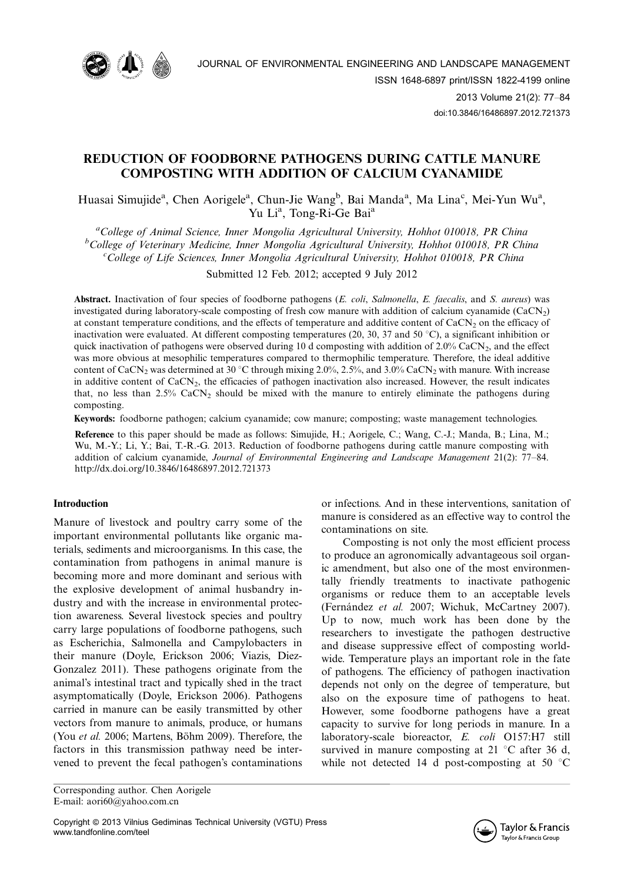# REDUCTION OF FOODBORNE PATHOGENS DURING CATTLE MANURE COMPOSTING WITH ADDITION OF CALCIUM CYANAMIDE

Huasai Simujide[a], Chen Aorigele[a], Chun-Jie Wang[b], Bai Manda[a], Ma Lina[c], Mei-Yun Wu[a], Yu Li[a], Tong-Ri-Ge Bai[a]

[a]*College of Animal Science, Inner Mongolia Agricultural University, Hohhot 010018, PR China*
[b]*College of Veterinary Medicine, Inner Mongolia Agricultural University, Hohhot 010018, PR China*
[c]*College of Life Sciences, Inner Mongolia Agricultural University, Hohhot 010018, PR China*

Submitted 12 Feb. 2012; accepted 9 July 2012

**Abstract.** Inactivation of four species of foodborne pathogens (*E. coli*, *Salmonella*, *E. faecalis*, and *S. aureus*) was investigated during laboratory-scale composting of fresh cow manure with addition of calcium cyanamide ($CaCN_2$) at constant temperature conditions, and the effects of temperature and additive content of $CaCN_2$ on the efficacy of inactivation were evaluated. At different composting temperatures (20, 30, 37 and 50 °C), a significant inhibition or quick inactivation of pathogens were observed during 10 d composting with addition of 2.0% $CaCN_2$, and the effect was more obvious at mesophilic temperatures compared to thermophilic temperature. Therefore, the ideal additive content of $CaCN_2$ was determined at 30 °C through mixing 2.0%, 2.5%, and 3.0% $CaCN_2$ with manure. With increase in additive content of $CaCN_2$, the efficacies of pathogen inactivation also increased. However, the result indicates that, no less than 2.5% $CaCN_2$ should be mixed with the manure to entirely eliminate the pathogens during composting.

**Keywords:** foodborne pathogen; calcium cyanamide; cow manure; composting; waste management technologies.

**Reference** to this paper should be made as follows: Simujide, H.; Aorigele, C.; Wang, C.-J.; Manda, B.; Lina, M.; Wu, M.-Y.; Li, Y.; Bai, T.-R.-G. 2013. Reduction of foodborne pathogens during cattle manure composting with addition of calcium cyanamide, *Journal of Environmental Engineering and Landscape Management* 21(2): 77–84. http://dx.doi.org/10.3846/16486897.2012.721373

## Introduction

Manure of livestock and poultry carry some of the important environmental pollutants like organic materials, sediments and microorganisms. In this case, the contamination from pathogens in animal manure is becoming more and more dominant and serious with the explosive development of animal husbandry industry and with the increase in environmental protection awareness. Several livestock species and poultry carry large populations of foodborne pathogens, such as Escherichia, Salmonella and Campylobacters in their manure (Doyle, Erickson 2006; Viazis, Diez-Gonzalez 2011). These pathogens originate from the animal's intestinal tract and typically shed in the tract asymptomatically (Doyle, Erickson 2006). Pathogens carried in manure can be easily transmitted by other vectors from manure to animals, produce, or humans (You *et al.* 2006; Martens, Böhm 2009). Therefore, the factors in this transmission pathway need be intervened to prevent the fecal pathogen's contaminations or infections. And in these interventions, sanitation of manure is considered as an effective way to control the contaminations on site.

Composting is not only the most efficient process to produce an agronomically advantageous soil organic amendment, but also one of the most environmentally friendly treatments to inactivate pathogenic organisms or reduce them to an acceptable levels (Fernández *et al.* 2007; Wichuk, McCartney 2007). Up to now, much work has been done by the researchers to investigate the pathogen destructive and disease suppressive effect of composting worldwide. Temperature plays an important role in the fate of pathogens. The efficiency of pathogen inactivation depends not only on the degree of temperature, but also on the exposure time of pathogens to heat. However, some foodborne pathogens have a great capacity to survive for long periods in manure. In a laboratory-scale bioreactor, *E. coli* O157:H7 still survived in manure composting at 21 °C after 36 d, while not detected 14 d post-composting at 50 °C

Corresponding author. Chen Aorigele
E-mail: aori60@yahoo.com.cn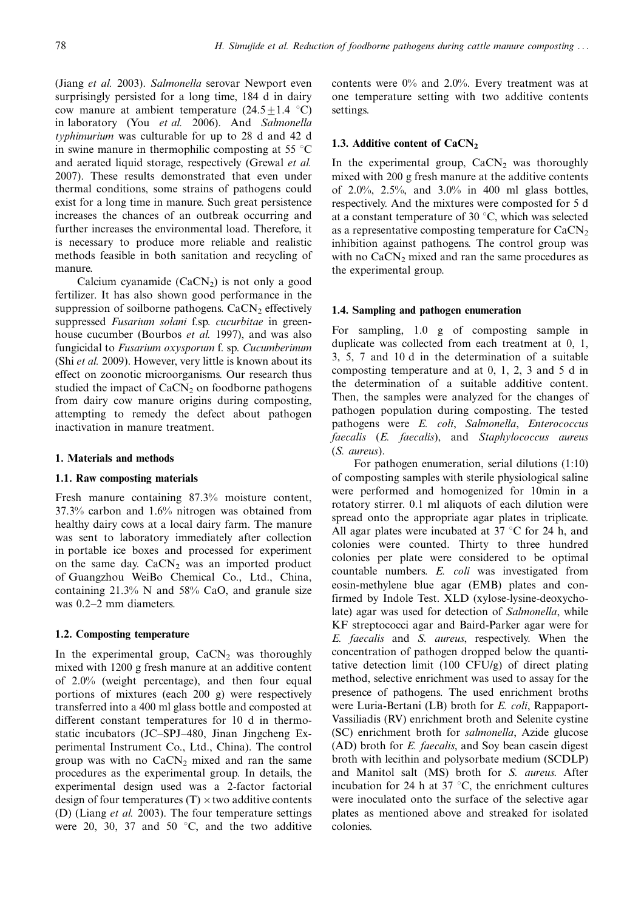(Jiang *et al.* 2003). *Salmonella* serovar Newport even surprisingly persisted for a long time, 184 d in dairy cow manure at ambient temperature ($24.5 \pm 1.4$ °C) in laboratory (You *et al.* 2006). And *Salmonella typhimurium* was culturable for up to 28 d and 42 d in swine manure in thermophilic composting at 55 °C and aerated liquid storage, respectively (Grewal *et al.* 2007). These results demonstrated that even under thermal conditions, some strains of pathogens could exist for a long time in manure. Such great persistence increases the chances of an outbreak occurring and further increases the environmental load. Therefore, it is necessary to produce more reliable and realistic methods feasible in both sanitation and recycling of manure.

Calcium cyanamide ($CaCN_2$) is not only a good fertilizer. It has also shown good performance in the suppression of soilborne pathogens. $CaCN_2$ effectively suppressed *Fusarium solani* f.sp. *cucurbitae* in greenhouse cucumber (Bourbos *et al.* 1997), and was also fungicidal to *Fusarium oxysporum* f. sp. *Cucumberinum* (Shi *et al.* 2009). However, very little is known about its effect on zoonotic microorganisms. Our research thus studied the impact of $CaCN_2$ on foodborne pathogens from dairy cow manure origins during composting, attempting to remedy the defect about pathogen inactivation in manure treatment.

## 1. Materials and methods

### 1.1. Raw composting materials

Fresh manure containing 87.3% moisture content, 37.3% carbon and 1.6% nitrogen was obtained from healthy dairy cows at a local dairy farm. The manure was sent to laboratory immediately after collection in portable ice boxes and processed for experiment on the same day. $CaCN_2$ was an imported product of Guangzhou WeiBo Chemical Co., Ltd., China, containing 21.3% N and 58% CaO, and granule size was 0.2–2 mm diameters.

### 1.2. Composting temperature

In the experimental group, $CaCN_2$ was thoroughly mixed with 1200 g fresh manure at an additive content of 2.0% (weight percentage), and then four equal portions of mixtures (each 200 g) were respectively transferred into a 400 ml glass bottle and composted at different constant temperatures for 10 d in thermostatic incubators (JC–SPJ–480, Jinan Jingcheng Experimental Instrument Co., Ltd., China). The control group was with no $CaCN_2$ mixed and ran the same procedures as the experimental group. In details, the experimental design used was a 2-factor factorial design of four temperatures (T) × two additive contents (D) (Liang *et al.* 2003). The four temperature settings were 20, 30, 37 and 50 °C, and the two additive contents were 0% and 2.0%. Every treatment was at one temperature setting with two additive contents settings.

### 1.3. Additive content of $CaCN_2$

In the experimental group, $CaCN_2$ was thoroughly mixed with 200 g fresh manure at the additive contents of 2.0%, 2.5%, and 3.0% in 400 ml glass bottles, respectively. And the mixtures were composted for 5 d at a constant temperature of 30 °C, which was selected as a representative composting temperature for $CaCN_2$ inhibition against pathogens. The control group was with no $CaCN_2$ mixed and ran the same procedures as the experimental group.

### 1.4. Sampling and pathogen enumeration

For sampling, 1.0 g of composting sample in duplicate was collected from each treatment at 0, 1, 3, 5, 7 and 10 d in the determination of a suitable composting temperature and at 0, 1, 2, 3 and 5 d in the determination of a suitable additive content. Then, the samples were analyzed for the changes of pathogen population during composting. The tested pathogens were *E. coli*, *Salmonella*, *Enterococcus faecalis* (*E. faecalis*), and *Staphylococcus aureus* (*S. aureus*).

For pathogen enumeration, serial dilutions (1:10) of composting samples with sterile physiological saline were performed and homogenized for 10min in a rotatory stirrer. 0.1 ml aliquots of each dilution were spread onto the appropriate agar plates in triplicate. All agar plates were incubated at 37 °C for 24 h, and colonies were counted. Thirty to three hundred colonies per plate were considered to be optimal countable numbers. *E. coli* was investigated from eosin-methylene blue agar (EMB) plates and confirmed by Indole Test. XLD (xylose-lysine-deoxycholate) agar was used for detection of *Salmonella*, while KF streptococci agar and Baird-Parker agar were for *E. faecalis* and *S. aureus*, respectively. When the concentration of pathogen dropped below the quantitative detection limit (100 CFU/g) of direct plating method, selective enrichment was used to assay for the presence of pathogens. The used enrichment broths were Luria-Bertani (LB) broth for *E. coli*, Rappaport-Vassiliadis (RV) enrichment broth and Selenite cystine (SC) enrichment broth for *salmonella*, Azide glucose (AD) broth for *E. faecalis*, and Soy bean casein digest broth with lecithin and polysorbate medium (SCDLP) and Manitol salt (MS) broth for *S. aureus*. After incubation for 24 h at 37 °C, the enrichment cultures were inoculated onto the surface of the selective agar plates as mentioned above and streaked for isolated colonies.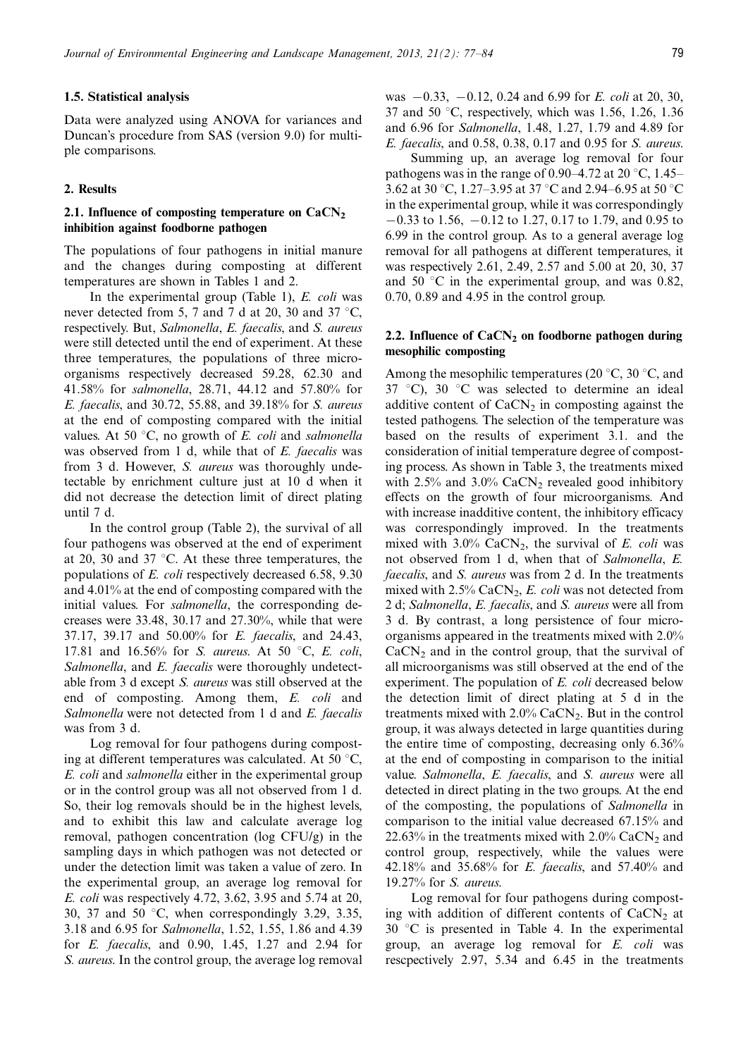### 1.5. Statistical analysis

Data were analyzed using ANOVA for variances and Duncan's procedure from SAS (version 9.0) for multiple comparisons.

## 2. Results

### 2.1. Influence of composting temperature on $CaCN_2$ inhibition against foodborne pathogen

The populations of four pathogens in initial manure and the changes during composting at different temperatures are shown in Tables 1 and 2.

In the experimental group (Table 1), *E. coli* was never detected from 5, 7 and 7 d at 20, 30 and 37 °C, respectively. But, *Salmonella*, *E. faecalis*, and *S. aureus* were still detected until the end of experiment. At these three temperatures, the populations of three microorganisms respectively decreased 59.28, 62.30 and 41.58% for *salmonella*, 28.71, 44.12 and 57.80% for *E. faecalis*, and 30.72, 55.88, and 39.18% for *S. aureus* at the end of composting compared with the initial values. At 50 °C, no growth of *E. coli* and *salmonella* was observed from 1 d, while that of *E. faecalis* was from 3 d. However, *S. aureus* was thoroughly undetectable by enrichment culture just at 10 d when it did not decrease the detection limit of direct plating until 7 d.

In the control group (Table 2), the survival of all four pathogens was observed at the end of experiment at 20, 30 and 37 °C. At these three temperatures, the populations of *E. coli* respectively decreased 6.58, 9.30 and 4.01% at the end of composting compared with the initial values. For *salmonella*, the corresponding decreases were 33.48, 30.17 and 27.30%, while that were 37.17, 39.17 and 50.00% for *E. faecalis*, and 24.43, 17.81 and 16.56% for *S. aureus*. At 50 °C, *E. coli*, *Salmonella*, and *E. faecalis* were thoroughly undetectable from 3 d except *S. aureus* was still observed at the end of composting. Among them, *E. coli* and *Salmonella* were not detected from 1 d and *E. faecalis* was from 3 d.

Log removal for four pathogens during composting at different temperatures was calculated. At 50 °C, *E. coli* and *salmonella* either in the experimental group or in the control group was all not observed from 1 d. So, their log removals should be in the highest levels, and to exhibit this law and calculate average log removal, pathogen concentration (log CFU/g) in the sampling days in which pathogen was not detected or under the detection limit was taken a value of zero. In the experimental group, an average log removal for *E. coli* was respectively 4.72, 3.62, 3.95 and 5.74 at 20, 30, 37 and 50 °C, when correspondingly 3.29, 3.35, 3.18 and 6.95 for *Salmonella*, 1.52, 1.55, 1.86 and 4.39 for *E. faecalis*, and 0.90, 1.45, 1.27 and 2.94 for *S. aureus*. In the control group, the average log removal was −0.33, −0.12, 0.24 and 6.99 for *E. coli* at 20, 30, 37 and 50 °C, respectively, which was 1.56, 1.26, 1.36 and 6.96 for *Salmonella*, 1.48, 1.27, 1.79 and 4.89 for *E. faecalis*, and 0.58, 0.38, 0.17 and 0.95 for *S. aureus*.

Summing up, an average log removal for four pathogens was in the range of 0.90–4.72 at 20 °C, 1.45–3.62 at 30 °C, 1.27–3.95 at 37 °C and 2.94–6.95 at 50 °C in the experimental group, while it was correspondingly −0.33 to 1.56, −0.12 to 1.27, 0.17 to 1.79, and 0.95 to 6.99 in the control group. As to a general average log removal for all pathogens at different temperatures, it was respectively 2.61, 2.49, 2.57 and 5.00 at 20, 30, 37 and 50 °C in the experimental group, and was 0.82, 0.70, 0.89 and 4.95 in the control group.

### 2.2. Influence of $CaCN_2$ on foodborne pathogen during mesophilic composting

Among the mesophilic temperatures (20 °C, 30 °C, and 37 °C), 30 °C was selected to determine an ideal additive content of $CaCN_2$ in composting against the tested pathogens. The selection of the temperature was based on the results of experiment 3.1. and the consideration of initial temperature degree of composting process. As shown in Table 3, the treatments mixed with 2.5% and 3.0% $CaCN_2$ revealed good inhibitory effects on the growth of four microorganisms. And with increase inadditive content, the inhibitory efficacy was correspondingly improved. In the treatments mixed with 3.0% $CaCN_2$, the survival of *E. coli* was not observed from 1 d, when that of *Salmonella*, *E. faecalis*, and *S. aureus* was from 2 d. In the treatments mixed with 2.5% $CaCN_2$, *E. coli* was not detected from 2 d; *Salmonella*, *E. faecalis*, and *S. aureus* were all from 3 d. By contrast, a long persistence of four microorganisms appeared in the treatments mixed with 2.0% $CaCN_2$ and in the control group, that the survival of all microorganisms was still observed at the end of the experiment. The population of *E. coli* decreased below the detection limit of direct plating at 5 d in the treatments mixed with 2.0% $CaCN_2$. But in the control group, it was always detected in large quantities during the entire time of composting, decreasing only 6.36% at the end of composting in comparison to the initial value. *Salmonella*, *E. faecalis*, and *S. aureus* were all detected in direct plating in the two groups. At the end of the composting, the populations of *Salmonella* in comparison to the initial value decreased 67.15% and 22.63% in the treatments mixed with 2.0% $CaCN_2$ and control group, respectively, while the values were 42.18% and 35.68% for *E. faecalis*, and 57.40% and 19.27% for *S. aureus*.

Log removal for four pathogens during composting with addition of different contents of $CaCN_2$ at 30 °C is presented in Table 4. In the experimental group, an average log removal for *E. coli* was rescpectively 2.97, 5.34 and 6.45 in the treatments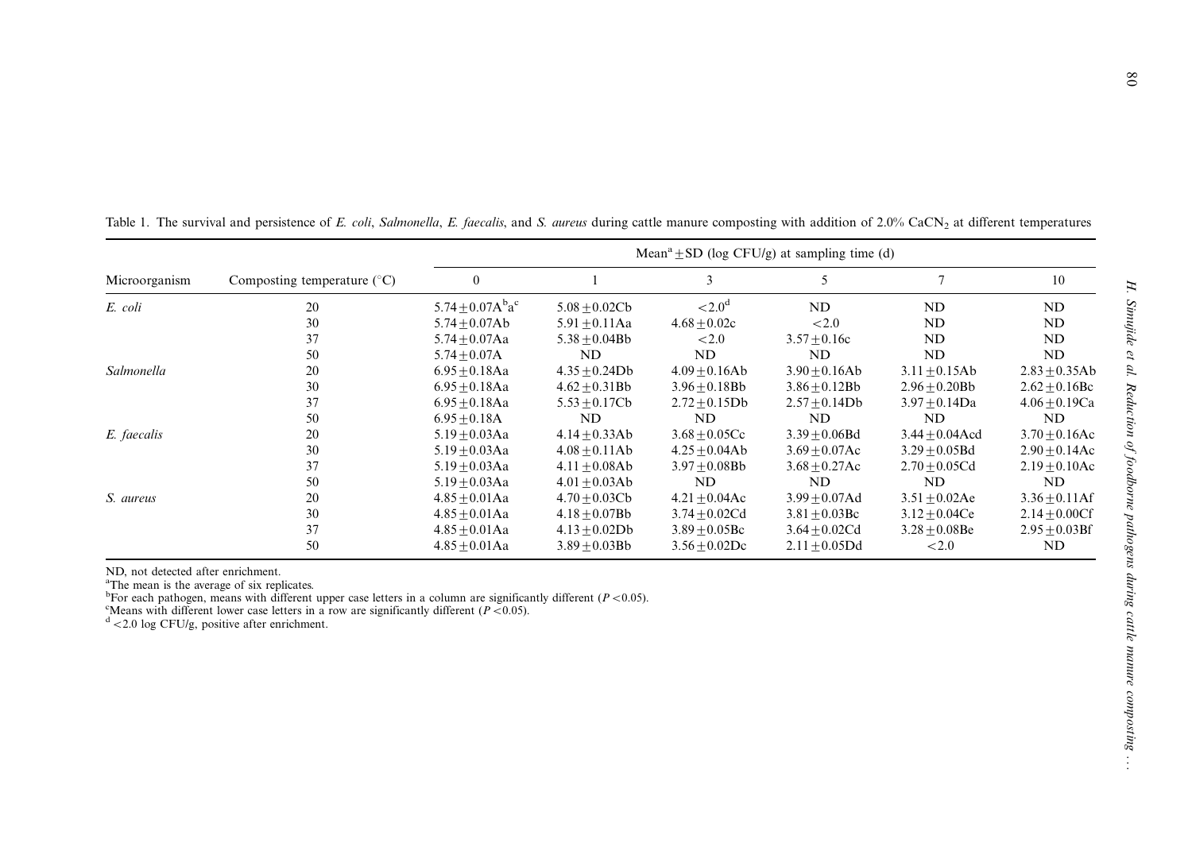Table 1. The survival and persistence of *E. coli*, *Salmonella*, *E. faecalis*, and *S. aureus* during cattle manure composting with addition of 2.0% $CaCN_2$ at different temperatures

| Microorganism | Composting temperature (°C) | Mean[a] ± SD (log CFU/g) at sampling time (d) | | | | | |
|---|---|---|---|---|---|---|---|
| | | 0 | 1 | 3 | 5 | 7 | 10 |
| *E. coli* | 20 | 5.74 ± 0.07A[b]a[c] | 5.08 ± 0.02Cb | <2.0[d] | ND | ND | ND |
| | 30 | 5.74 ± 0.07Ab | 5.91 ± 0.11Aa | 4.68 ± 0.02c | <2.0 | ND | ND |
| | 37 | 5.74 ± 0.07Aa | 5.38 ± 0.04Bb | <2.0 | 3.57 ± 0.16c | ND | ND |
| | 50 | 5.74 ± 0.07A | ND | ND | ND | ND | ND |
| *Salmonella* | 20 | 6.95 ± 0.18Aa | 4.35 ± 0.24Db | 4.09 ± 0.16Ab | 3.90 ± 0.16Ab | 3.11 ± 0.15Ab | 2.83 ± 0.35Ab |
| | 30 | 6.95 ± 0.18Aa | 4.62 ± 0.31Bb | 3.96 ± 0.18Bb | 3.86 ± 0.12Bb | 2.96 ± 0.20Bb | 2.62 ± 0.16Bc |
| | 37 | 6.95 ± 0.18Aa | 5.53 ± 0.17Cb | 2.72 ± 0.15Db | 2.57 ± 0.14Db | 3.97 ± 0.14Da | 4.06 ± 0.19Ca |
| | 50 | 6.95 ± 0.18A | ND | ND | ND | ND | ND |
| *E. faecalis* | 20 | 5.19 ± 0.03Aa | 4.14 ± 0.33Ab | 3.68 ± 0.05Cc | 3.39 ± 0.06Bd | 3.44 ± 0.04Acd | 3.70 ± 0.16Ac |
| | 30 | 5.19 ± 0.03Aa | 4.08 ± 0.11Ab | 4.25 ± 0.04Ab | 3.69 ± 0.07Ac | 3.29 ± 0.05Bd | 2.90 ± 0.14Ac |
| | 37 | 5.19 ± 0.03Aa | 4.11 ± 0.08Ab | 3.97 ± 0.08Bb | 3.68 ± 0.27Ac | 2.70 ± 0.05Cd | 2.19 ± 0.10Ac |
| | 50 | 5.19 ± 0.03Aa | 4.01 ± 0.03Ab | ND | ND | ND | ND |
| *S. aureus* | 20 | 4.85 ± 0.01Aa | 4.70 ± 0.03Cb | 4.21 ± 0.04Ac | 3.99 ± 0.07Ad | 3.51 ± 0.02Ae | 3.36 ± 0.11Af |
| | 30 | 4.85 ± 0.01Aa | 4.18 ± 0.07Bb | 3.74 ± 0.02Cd | 3.81 ± 0.03Bc | 3.12 ± 0.04Ce | 2.14 ± 0.00Cf |
| | 37 | 4.85 ± 0.01Aa | 4.13 ± 0.02Db | 3.89 ± 0.05Bc | 3.64 ± 0.02Cd | 3.28 ± 0.08Be | 2.95 ± 0.03Bf |
| | 50 | 4.85 ± 0.01Aa | 3.89 ± 0.03Bb | 3.56 ± 0.02Dc | 2.11 ± 0.05Dd | <2.0 | ND |

ND, not detected after enrichment.

[a]The mean is the average of six replicates.

[b]For each pathogen, means with different upper case letters in a column are significantly different ($P < 0.05$).

[c]Means with different lower case letters in a row are significantly different ($P < 0.05$).

[d] <2.0 log CFU/g, positive after enrichment.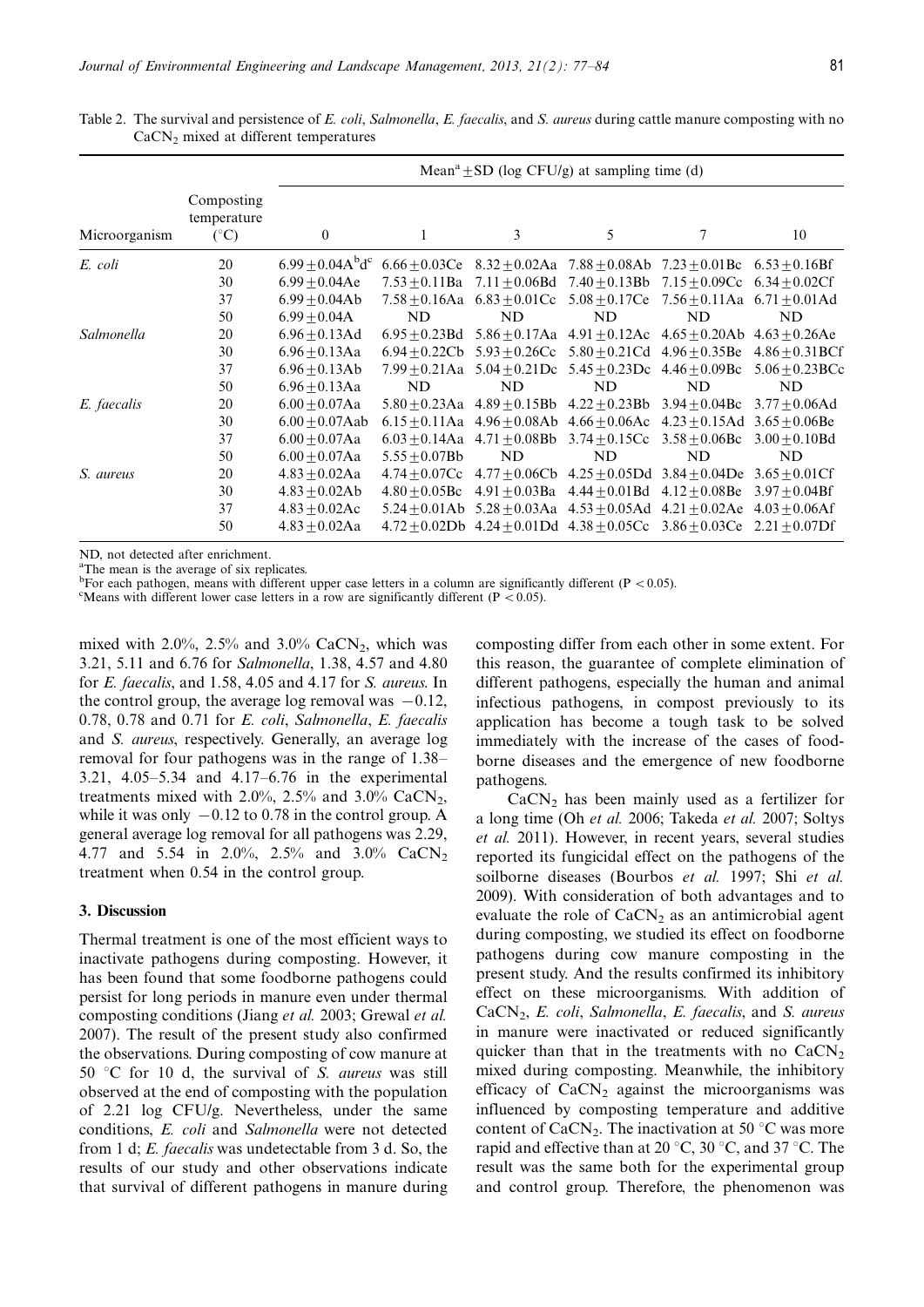Table 2. The survival and persistence of *E. coli*, *Salmonella*, *E. faecalis*, and *S. aureus* during cattle manure composting with no $CaCN_2$ mixed at different temperatures

| Microorganism | Composting temperature (°C) | Mean[a] ± SD (log CFU/g) at sampling time (d) | | | | | |
|---|---|---|---|---|---|---|---|
| | | 0 | 1 | 3 | 5 | 7 | 10 |
| *E. coli* | 20 | 6.99 ± 0.04A[b]d[c] | 6.66 ± 0.03Ce | 8.32 ± 0.02Aa | 7.88 ± 0.08Ab | 7.23 ± 0.01Bc | 6.53 ± 0.16Bf |
| | 30 | 6.99 ± 0.04Ae | 7.53 ± 0.11Ba | 7.11 ± 0.06Bd | 7.40 ± 0.13Bb | 7.15 ± 0.09Cc | 6.34 ± 0.02Cf |
| | 37 | 6.99 ± 0.04Ab | 7.58 ± 0.16Aa | 6.83 ± 0.01Cc | 5.08 ± 0.17Ce | 7.56 ± 0.11Aa | 6.71 ± 0.01Ad |
| | 50 | 6.99 ± 0.04A | ND | ND | ND | ND | ND |
| *Salmonella* | 20 | 6.96 ± 0.13Ad | 6.95 ± 0.23Bd | 5.86 ± 0.17Aa | 4.91 ± 0.12Ac | 4.65 ± 0.20Ab | 4.63 ± 0.26Ae |
| | 30 | 6.96 ± 0.13Aa | 6.94 ± 0.22Cb | 5.93 ± 0.26Cc | 5.80 ± 0.21Cd | 4.96 ± 0.35Be | 4.86 ± 0.31BCf |
| | 37 | 6.96 ± 0.13Ab | 7.99 ± 0.21Aa | 5.04 ± 0.21Dc | 5.45 ± 0.23Dc | 4.46 ± 0.09Bc | 5.06 ± 0.23BCc |
| | 50 | 6.96 ± 0.13Aa | ND | ND | ND | ND | ND |
| *E. faecalis* | 20 | 6.00 ± 0.07Aa | 5.80 ± 0.23Aa | 4.89 ± 0.15Bb | 4.22 ± 0.23Bb | 3.94 ± 0.04Bc | 3.77 ± 0.06Ad |
| | 30 | 6.00 ± 0.07Aab | 6.15 ± 0.11Aa | 4.96 ± 0.08Ab | 4.66 ± 0.06Ac | 4.23 ± 0.15Ad | 3.65 ± 0.06Be |
| | 37 | 6.00 ± 0.07Aa | 6.03 ± 0.14Aa | 4.71 ± 0.08Bb | 3.74 ± 0.15Cc | 3.58 ± 0.06Bc | 3.00 ± 0.10Bd |
| | 50 | 6.00 ± 0.07Aa | 5.55 ± 0.07Bb | ND | ND | ND | ND |
| *S. aureus* | 20 | 4.83 ± 0.02Aa | 4.74 ± 0.07Cc | 4.77 ± 0.06Cb | 4.25 ± 0.05Dd | 3.84 ± 0.04De | 3.65 ± 0.01Cf |
| | 30 | 4.83 ± 0.02Ab | 4.80 ± 0.05Bc | 4.91 ± 0.03Ba | 4.44 ± 0.01Bd | 4.12 ± 0.08Be | 3.97 ± 0.04Bf |
| | 37 | 4.83 ± 0.02Ac | 5.24 ± 0.01Ab | 5.28 ± 0.03Aa | 4.53 ± 0.05Ad | 4.21 ± 0.02Ae | 4.03 ± 0.06Af |
| | 50 | 4.83 ± 0.02Aa | 4.72 ± 0.02Db | 4.24 ± 0.01Dd | 4.38 ± 0.05Cc | 3.86 ± 0.03Ce | 2.21 ± 0.07Df |

ND, not detected after enrichment.
[a]The mean is the average of six replicates.
[b]For each pathogen, means with different upper case letters in a column are significantly different ($P < 0.05$).
[c]Means with different lower case letters in a row are significantly different ($P < 0.05$).

mixed with 2.0%, 2.5% and 3.0% $CaCN_2$, which was 3.21, 5.11 and 6.76 for *Salmonella*, 1.38, 4.57 and 4.80 for *E. faecalis*, and 1.58, 4.05 and 4.17 for *S. aureus*. In the control group, the average log removal was −0.12, 0.78, 0.78 and 0.71 for *E. coli*, *Salmonella*, *E. faecalis* and *S. aureus*, respectively. Generally, an average log removal for four pathogens was in the range of 1.38–3.21, 4.05–5.34 and 4.17–6.76 in the experimental treatments mixed with 2.0%, 2.5% and 3.0% $CaCN_2$, while it was only −0.12 to 0.78 in the control group. A general average log removal for all pathogens was 2.29, 4.77 and 5.54 in 2.0%, 2.5% and 3.0% $CaCN_2$ treatment when 0.54 in the control group.

## 3. Discussion

Thermal treatment is one of the most efficient ways to inactivate pathogens during composting. However, it has been found that some foodborne pathogens could persist for long periods in manure even under thermal composting conditions (Jiang *et al.* 2003; Grewal *et al.* 2007). The result of the present study also confirmed the observations. During composting of cow manure at 50 °C for 10 d, the survival of *S. aureus* was still observed at the end of composting with the population of 2.21 log CFU/g. Nevertheless, under the same conditions, *E. coli* and *Salmonella* were not detected from 1 d; *E. faecalis* was undetectable from 3 d. So, the results of our study and other observations indicate that survival of different pathogens in manure during composting differ from each other in some extent. For this reason, the guarantee of complete elimination of different pathogens, especially the human and animal infectious pathogens, in compost previously to its application has become a tough task to be solved immediately with the increase of the cases of foodborne diseases and the emergence of new foodborne pathogens.

$CaCN_2$ has been mainly used as a fertilizer for a long time (Oh *et al.* 2006; Takeda *et al.* 2007; Soltys *et al.* 2011). However, in recent years, several studies reported its fungicidal effect on the pathogens of the soilborne diseases (Bourbos *et al.* 1997; Shi *et al.* 2009). With consideration of both advantages and to evaluate the role of $CaCN_2$ as an antimicrobial agent during composting, we studied its effect on foodborne pathogens during cow manure composting in the present study. And the results confirmed its inhibitory effect on these microorganisms. With addition of $CaCN_2$, *E. coli*, *Salmonella*, *E. faecalis*, and *S. aureus* in manure were inactivated or reduced significantly quicker than that in the treatments with no $CaCN_2$ mixed during composting. Meanwhile, the inhibitory efficacy of $CaCN_2$ against the microorganisms was influenced by composting temperature and additive content of $CaCN_2$. The inactivation at 50 °C was more rapid and effective than at 20 °C, 30 °C, and 37 °C. The result was the same both for the experimental group and control group. Therefore, the phenomenon was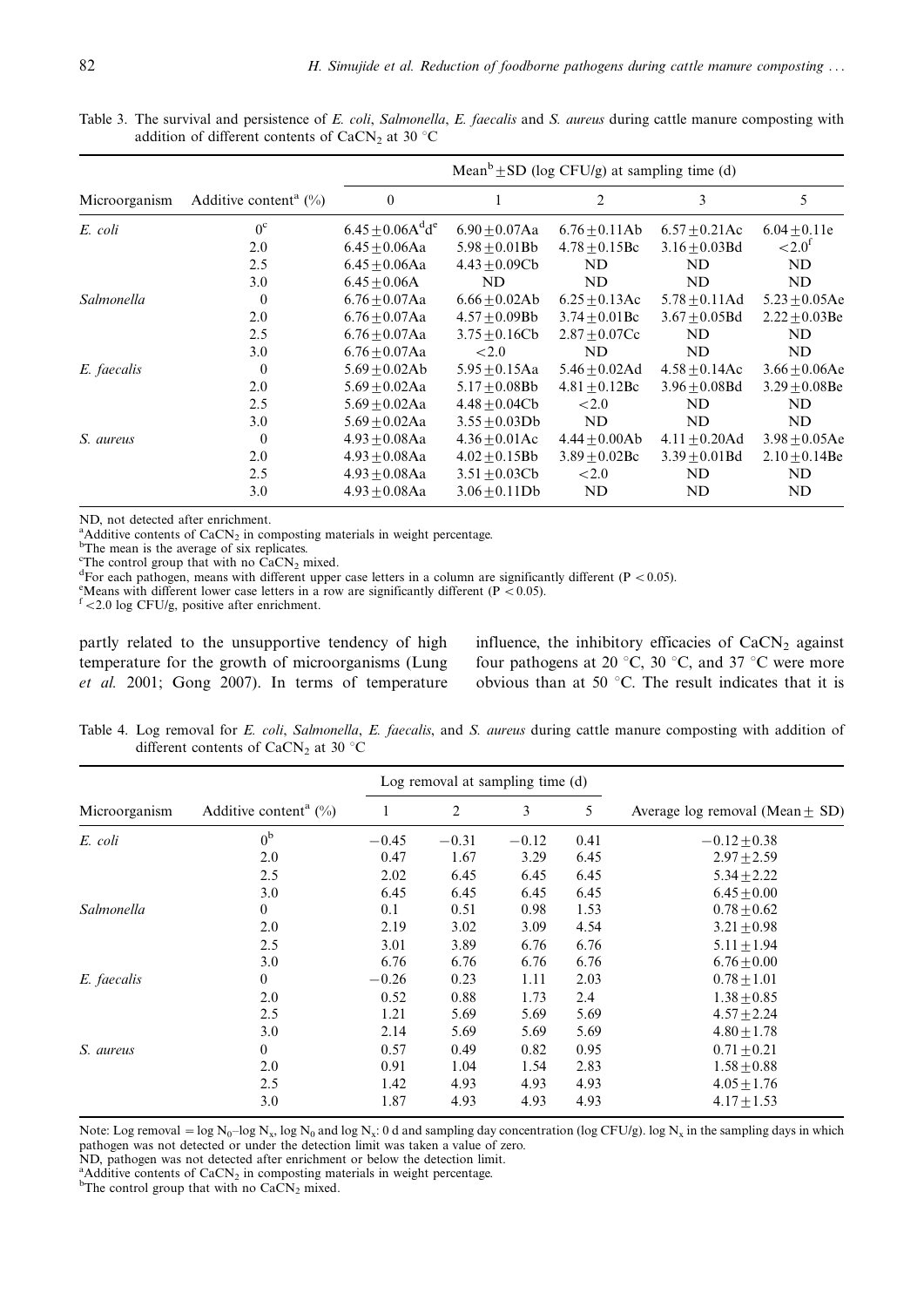Table 3. The survival and persistence of *E. coli*, *Salmonella*, *E. faecalis* and *S. aureus* during cattle manure composting with addition of different contents of $CaCN_2$ at 30 °C

| Microorganism | Additive content[a] (%) | Mean[b] ± SD (log CFU/g) at sampling time (d) | | | | |
|---|---|---|---|---|---|---|
| | | 0 | 1 | 2 | 3 | 5 |
| *E. coli* | 0[c] | 6.45 ± 0.06A[d]d[e] | 6.90 ± 0.07Aa | 6.76 ± 0.11Ab | 6.57 ± 0.21Ac | 6.04 ± 0.11e |
| | 2.0 | 6.45 ± 0.06Aa | 5.98 ± 0.01Bb | 4.78 ± 0.15Bc | 3.16 ± 0.03Bd | < 2.0[f] |
| | 2.5 | 6.45 ± 0.06Aa | 4.43 ± 0.09Cb | ND | ND | ND |
| | 3.0 | 6.45 ± 0.06A | ND | ND | ND | ND |
| *Salmonella* | 0 | 6.76 ± 0.07Aa | 6.66 ± 0.02Ab | 6.25 ± 0.13Ac | 5.78 ± 0.11Ad | 5.23 ± 0.05Ae |
| | 2.0 | 6.76 ± 0.07Aa | 4.57 ± 0.09Bb | 3.74 ± 0.01Bc | 3.67 ± 0.05Bd | 2.22 ± 0.03Be |
| | 2.5 | 6.76 ± 0.07Aa | 3.75 ± 0.16Cb | 2.87 ± 0.07Cc | ND | ND |
| | 3.0 | 6.76 ± 0.07Aa | < 2.0 | ND | ND | ND |
| *E. faecalis* | 0 | 5.69 ± 0.02Ab | 5.95 ± 0.15Aa | 5.46 ± 0.02Ad | 4.58 ± 0.14Ac | 3.66 ± 0.06Ae |
| | 2.0 | 5.69 ± 0.02Aa | 5.17 ± 0.08Bb | 4.81 ± 0.12Bc | 3.96 ± 0.08Bd | 3.29 ± 0.08Be |
| | 2.5 | 5.69 ± 0.02Aa | 4.48 ± 0.04Cb | < 2.0 | ND | ND |
| | 3.0 | 5.69 ± 0.02Aa | 3.55 ± 0.03Db | ND | ND | ND |
| *S. aureus* | 0 | 4.93 ± 0.08Aa | 4.36 ± 0.01Ac | 4.44 ± 0.00Ab | 4.11 ± 0.20Ad | 3.98 ± 0.05Ae |
| | 2.0 | 4.93 ± 0.08Aa | 4.02 ± 0.15Bb | 3.89 ± 0.02Bc | 3.39 ± 0.01Bd | 2.10 ± 0.14Be |
| | 2.5 | 4.93 ± 0.08Aa | 3.51 ± 0.03Cb | < 2.0 | ND | ND |
| | 3.0 | 4.93 ± 0.08Aa | 3.06 ± 0.11Db | ND | ND | ND |

ND, not detected after enrichment.
[a]Additive contents of $CaCN_2$ in composting materials in weight percentage.
[b]The mean is the average of six replicates.
[c]The control group that with no $CaCN_2$ mixed.
[d]For each pathogen, means with different upper case letters in a column are significantly different ($P < 0.05$).
[e]Means with different lower case letters in a row are significantly different ($P < 0.05$).
[f]< 2.0 log CFU/g, positive after enrichment.

partly related to the unsupportive tendency of high temperature for the growth of microorganisms (Lung *et al.* 2001; Gong 2007). In terms of temperature influence, the inhibitory efficacies of $CaCN_2$ against four pathogens at 20 °C, 30 °C, and 37 °C were more obvious than at 50 °C. The result indicates that it is

Table 4. Log removal for *E. coli*, *Salmonella*, *E. faecalis*, and *S. aureus* during cattle manure composting with addition of different contents of $CaCN_2$ at 30 °C

| Microorganism | Additive content[a] (%) | Log removal at sampling time (d) | | | | Average log removal (Mean ± SD) |
|---|---|---|---|---|---|---|
| | | 1 | 2 | 3 | 5 | |
| *E. coli* | 0[b] | −0.45 | −0.31 | −0.12 | 0.41 | −0.12 ± 0.38 |
| | 2.0 | 0.47 | 1.67 | 3.29 | 6.45 | 2.97 ± 2.59 |
| | 2.5 | 2.02 | 6.45 | 6.45 | 6.45 | 5.34 ± 2.22 |
| | 3.0 | 6.45 | 6.45 | 6.45 | 6.45 | 6.45 ± 0.00 |
| *Salmonella* | 0 | 0.1 | 0.51 | 0.98 | 1.53 | 0.78 ± 0.62 |
| | 2.0 | 2.19 | 3.02 | 3.09 | 4.54 | 3.21 ± 0.98 |
| | 2.5 | 3.01 | 3.89 | 6.76 | 6.76 | 5.11 ± 1.94 |
| | 3.0 | 6.76 | 6.76 | 6.76 | 6.76 | 6.76 ± 0.00 |
| *E. faecalis* | 0 | −0.26 | 0.23 | 1.11 | 2.03 | 0.78 ± 1.01 |
| | 2.0 | 0.52 | 0.88 | 1.73 | 2.4 | 1.38 ± 0.85 |
| | 2.5 | 1.21 | 5.69 | 5.69 | 5.69 | 4.57 ± 2.24 |
| | 3.0 | 2.14 | 5.69 | 5.69 | 5.69 | 4.80 ± 1.78 |
| *S. aureus* | 0 | 0.57 | 0.49 | 0.82 | 0.95 | 0.71 ± 0.21 |
| | 2.0 | 0.91 | 1.04 | 1.54 | 2.83 | 1.58 ± 0.88 |
| | 2.5 | 1.42 | 4.93 | 4.93 | 4.93 | 4.05 ± 1.76 |
| | 3.0 | 1.87 | 4.93 | 4.93 | 4.93 | 4.17 ± 1.53 |

Note: Log removal = $\log N_0 - \log N_x$, $\log N_0$ and $\log N_x$: 0 d and sampling day concentration (log CFU/g). $\log N_x$ in the sampling days in which pathogen was not detected or under the detection limit was taken a value of zero.
ND, pathogen was not detected after enrichment or below the detection limit.
[a]Additive contents of $CaCN_2$ in composting materials in weight percentage.
[b]The control group that with no $CaCN_2$ mixed.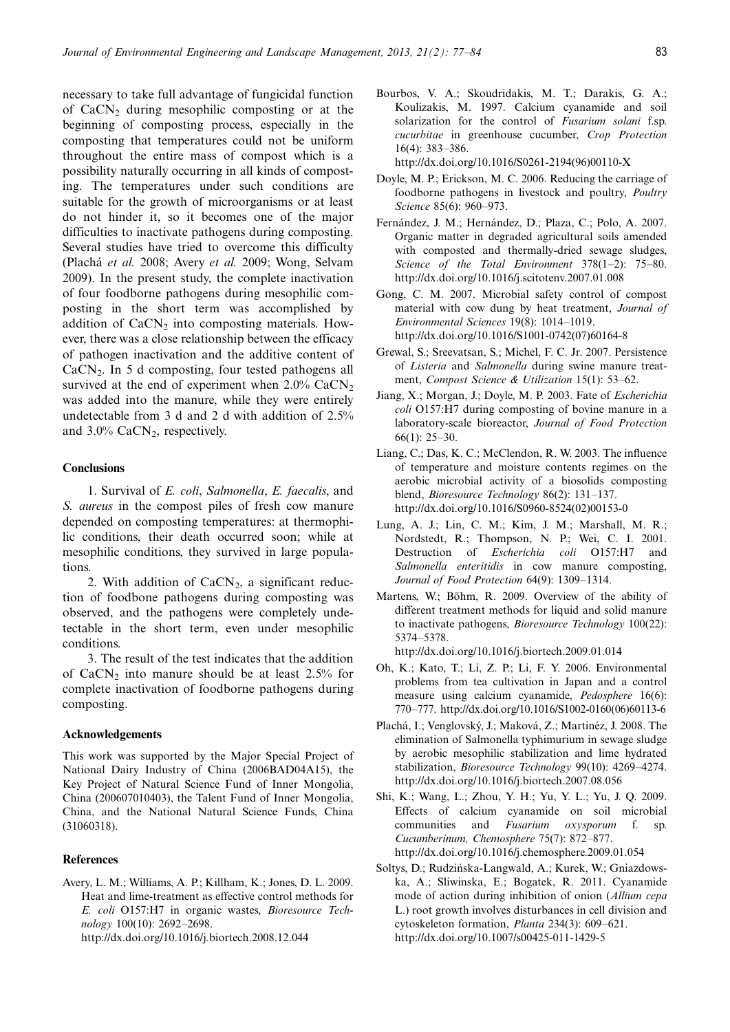necessary to take full advantage of fungicidal function of $CaCN_2$ during mesophilic composting or at the beginning of composting process, especially in the composting that temperatures could not be uniform throughout the entire mass of compost which is a possibility naturally occurring in all kinds of composting. The temperatures under such conditions are suitable for the growth of microorganisms or at least do not hinder it, so it becomes one of the major difficulties to inactivate pathogens during composting. Several studies have tried to overcome this difficulty (Plachá *et al.* 2008; Avery *et al.* 2009; Wong, Selvam 2009). In the present study, the complete inactivation of four foodborne pathogens during mesophilic composting in the short term was accomplished by addition of $CaCN_2$ into composting materials. However, there was a close relationship between the efficacy of pathogen inactivation and the additive content of $CaCN_2$. In 5 d composting, four tested pathogens all survived at the end of experiment when 2.0% $CaCN_2$ was added into the manure, while they were entirely undetectable from 3 d and 2 d with addition of 2.5% and 3.0% $CaCN_2$, respectively.

## Conclusions

1. Survival of *E. coli*, *Salmonella*, *E. faecalis*, and *S. aureus* in the compost piles of fresh cow manure depended on composting temperatures: at thermophilic conditions, their death occurred soon; while at mesophilic conditions, they survived in large populations.

2. With addition of $CaCN_2$, a significant reduction of foodbone pathogens during composting was observed, and the pathogens were completely undetectable in the short term, even under mesophilic conditions.

3. The result of the test indicates that the addition of $CaCN_2$ into manure should be at least 2.5% for complete inactivation of foodborne pathogens during composting.

## Acknowledgements

This work was supported by the Major Special Project of National Dairy Industry of China (2006BAD04A15), the Key Project of Natural Science Fund of Inner Mongolia, China (200607010403), the Talent Fund of Inner Mongolia, China, and the National Natural Science Funds, China (31060318).

## References

Avery, L. M.; Williams, A. P.; Killham, K.; Jones, D. L. 2009. Heat and lime-treatment as effective control methods for *E. coli* O157:H7 in organic wastes, *Bioresource Technology* 100(10): 2692–2698. http://dx.doi.org/10.1016/j.biortech.2008.12.044

Bourbos, V. A.; Skoudridakis, M. T.; Darakis, G. A.; Koulizakis, M. 1997. Calcium cyanamide and soil solarization for the control of *Fusarium solani* f.sp. *cucurbitae* in greenhouse cucumber, *Crop Protection* 16(4): 383–386. http://dx.doi.org/10.1016/S0261-2194(96)00110-X

Doyle, M. P.; Erickson, M. C. 2006. Reducing the carriage of foodborne pathogens in livestock and poultry, *Poultry Science* 85(6): 960–973.

Fernández, J. M.; Hernández, D.; Plaza, C.; Polo, A. 2007. Organic matter in degraded agricultural soils amended with composted and thermally-dried sewage sludges, *Science of the Total Environment* 378(1–2): 75–80. http://dx.doi.org/10.1016/j.scitotenv.2007.01.008

Gong, C. M. 2007. Microbial safety control of compost material with cow dung by heat treatment, *Journal of Environmental Sciences* 19(8): 1014–1019. http://dx.doi.org/10.1016/S1001-0742(07)60164-8

Grewal, S.; Sreevatsan, S.; Michel, F. C. Jr. 2007. Persistence of *Listeria* and *Salmonella* during swine manure treatment, *Compost Science & Utilization* 15(1): 53–62.

Jiang, X.; Morgan, J.; Doyle, M. P. 2003. Fate of *Escherichia coli* O157:H7 during composting of bovine manure in a laboratory-scale bioreactor, *Journal of Food Protection* 66(1): 25–30.

Liang, C.; Das, K. C.; McClendon, R. W. 2003. The influence of temperature and moisture contents regimes on the aerobic microbial activity of a biosolids composting blend, *Bioresource Technology* 86(2): 131–137. http://dx.doi.org/10.1016/S0960-8524(02)00153-0

Lung, A. J.; Lin, C. M.; Kim, J. M.; Marshall, M. R.; Nordstedt, R.; Thompson, N. P.; Wei, C. I. 2001. Destruction of *Escherichia coli* O157:H7 and *Salmonella enteritidis* in cow manure composting, *Journal of Food Protection* 64(9): 1309–1314.

Martens, W.; Böhm, R. 2009. Overview of the ability of different treatment methods for liquid and solid manure to inactivate pathogens, *Bioresource Technology* 100(22): 5374–5378. http://dx.doi.org/10.1016/j.biortech.2009.01.014

Oh, K.; Kato, T.; Li, Z. P.; Li, F. Y. 2006. Environmental problems from tea cultivation in Japan and a control measure using calcium cyanamide, *Pedosphere* 16(6): 770–777. http://dx.doi.org/10.1016/S1002-0160(06)60113-6

Plachá, I.; Venglovský, J.; Maková, Z.; Martinéz, J. 2008. The elimination of Salmonella typhimurium in sewage sludge by aerobic mesophilic stabilization and lime hydrated stabilization, *Bioresource Technology* 99(10): 4269–4274. http://dx.doi.org/10.1016/j.biortech.2007.08.056

Shi, K.; Wang, L.; Zhou, Y. H.; Yu, Y. L.; Yu, J. Q. 2009. Effects of calcium cyanamide on soil microbial communities and *Fusarium oxysporum* f. sp. *Cucumberinum*, *Chemosphere* 75(7): 872–877. http://dx.doi.org/10.1016/j.chemosphere.2009.01.054

Soltys, D.; Rudzińska-Langwald, A.; Kurek, W.; Gniazdowska, A.; Sliwinska, E.; Bogatek, R. 2011. Cyanamide mode of action during inhibition of onion (*Allium cepa* L.) root growth involves disturbances in cell division and cytoskeleton formation, *Planta* 234(3): 609–621. http://dx.doi.org/10.1007/s00425-011-1429-5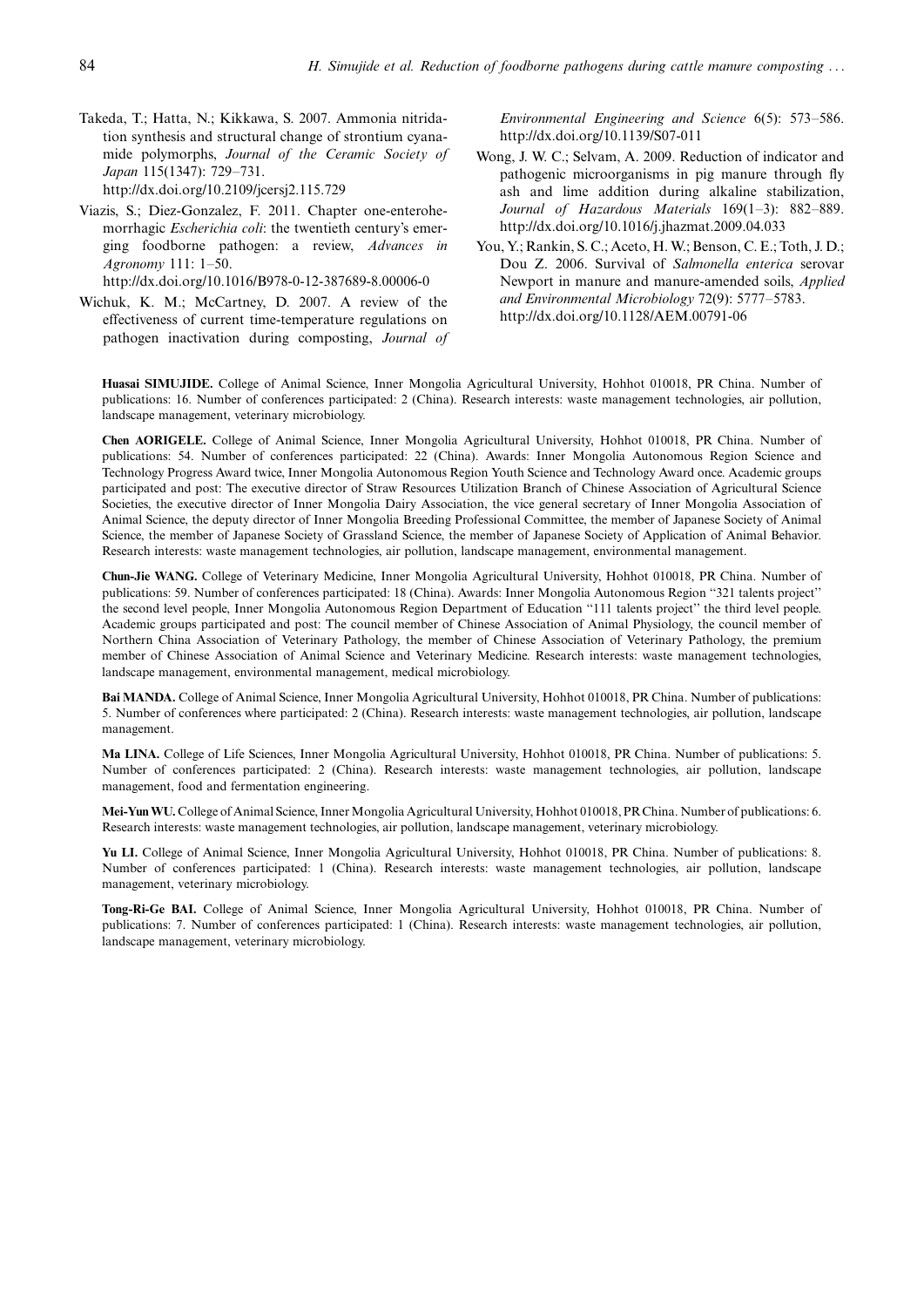Takeda, T.; Hatta, N.; Kikkawa, S. 2007. Ammonia nitridation synthesis and structural change of strontium cyanamide polymorphs, *Journal of the Ceramic Society of Japan* 115(1347): 729–731. http://dx.doi.org/10.2109/jcersj2.115.729

Viazis, S.; Diez-Gonzalez, F. 2011. Chapter one-enterohemorrhagic *Escherichia coli*: the twentieth century's emerging foodborne pathogen: a review, *Advances in Agronomy* 111: 1–50. http://dx.doi.org/10.1016/B978-0-12-387689-8.00006-0

Wichuk, K. M.; McCartney, D. 2007. A review of the effectiveness of current time-temperature regulations on pathogen inactivation during composting, *Journal of Environmental Engineering and Science* 6(5): 573–586. http://dx.doi.org/10.1139/S07-011

Wong, J. W. C.; Selvam, A. 2009. Reduction of indicator and pathogenic microorganisms in pig manure through fly ash and lime addition during alkaline stabilization, *Journal of Hazardous Materials* 169(1–3): 882–889. http://dx.doi.org/10.1016/j.jhazmat.2009.04.033

You, Y.; Rankin, S. C.; Aceto, H. W.; Benson, C. E.; Toth, J. D.; Dou Z. 2006. Survival of *Salmonella enterica* serovar Newport in manure and manure-amended soils, *Applied and Environmental Microbiology* 72(9): 5777–5783. http://dx.doi.org/10.1128/AEM.00791-06

**Huasai SIMUJIDE.** College of Animal Science, Inner Mongolia Agricultural University, Hohhot 010018, PR China. Number of publications: 16. Number of conferences participated: 2 (China). Research interests: waste management technologies, air pollution, landscape management, veterinary microbiology.

**Chen AORIGELE.** College of Animal Science, Inner Mongolia Agricultural University, Hohhot 010018, PR China. Number of publications: 54. Number of conferences participated: 22 (China). Awards: Inner Mongolia Autonomous Region Science and Technology Progress Award twice, Inner Mongolia Autonomous Region Youth Science and Technology Award once. Academic groups participated and post: The executive director of Straw Resources Utilization Branch of Chinese Association of Agricultural Science Societies, the executive director of Inner Mongolia Dairy Association, the vice general secretary of Inner Mongolia Association of Animal Science, the deputy director of Inner Mongolia Breeding Professional Committee, the member of Japanese Society of Animal Science, the member of Japanese Society of Grassland Science, the member of Japanese Society of Application of Animal Behavior. Research interests: waste management technologies, air pollution, landscape management, environmental management.

**Chun-Jie WANG.** College of Veterinary Medicine, Inner Mongolia Agricultural University, Hohhot 010018, PR China. Number of publications: 59. Number of conferences participated: 18 (China). Awards: Inner Mongolia Autonomous Region "321 talents project" the second level people, Inner Mongolia Autonomous Region Department of Education "111 talents project" the third level people. Academic groups participated and post: The council member of Chinese Association of Animal Physiology, the council member of Northern China Association of Veterinary Pathology, the member of Chinese Association of Veterinary Pathology, the premium member of Chinese Association of Animal Science and Veterinary Medicine. Research interests: waste management technologies, landscape management, environmental management, medical microbiology.

**Bai MANDA.** College of Animal Science, Inner Mongolia Agricultural University, Hohhot 010018, PR China. Number of publications: 5. Number of conferences where participated: 2 (China). Research interests: waste management technologies, air pollution, landscape management.

**Ma LINA.** College of Life Sciences, Inner Mongolia Agricultural University, Hohhot 010018, PR China. Number of publications: 5. Number of conferences participated: 2 (China). Research interests: waste management technologies, air pollution, landscape management, food and fermentation engineering.

**Mei-Yun WU.** College of Animal Science, Inner Mongolia Agricultural University, Hohhot 010018, PR China. Number of publications: 6. Research interests: waste management technologies, air pollution, landscape management, veterinary microbiology.

**Yu LI.** College of Animal Science, Inner Mongolia Agricultural University, Hohhot 010018, PR China. Number of publications: 8. Number of conferences participated: 1 (China). Research interests: waste management technologies, air pollution, landscape management, veterinary microbiology.

**Tong-Ri-Ge BAI.** College of Animal Science, Inner Mongolia Agricultural University, Hohhot 010018, PR China. Number of publications: 7. Number of conferences participated: 1 (China). Research interests: waste management technologies, air pollution, landscape management, veterinary microbiology.